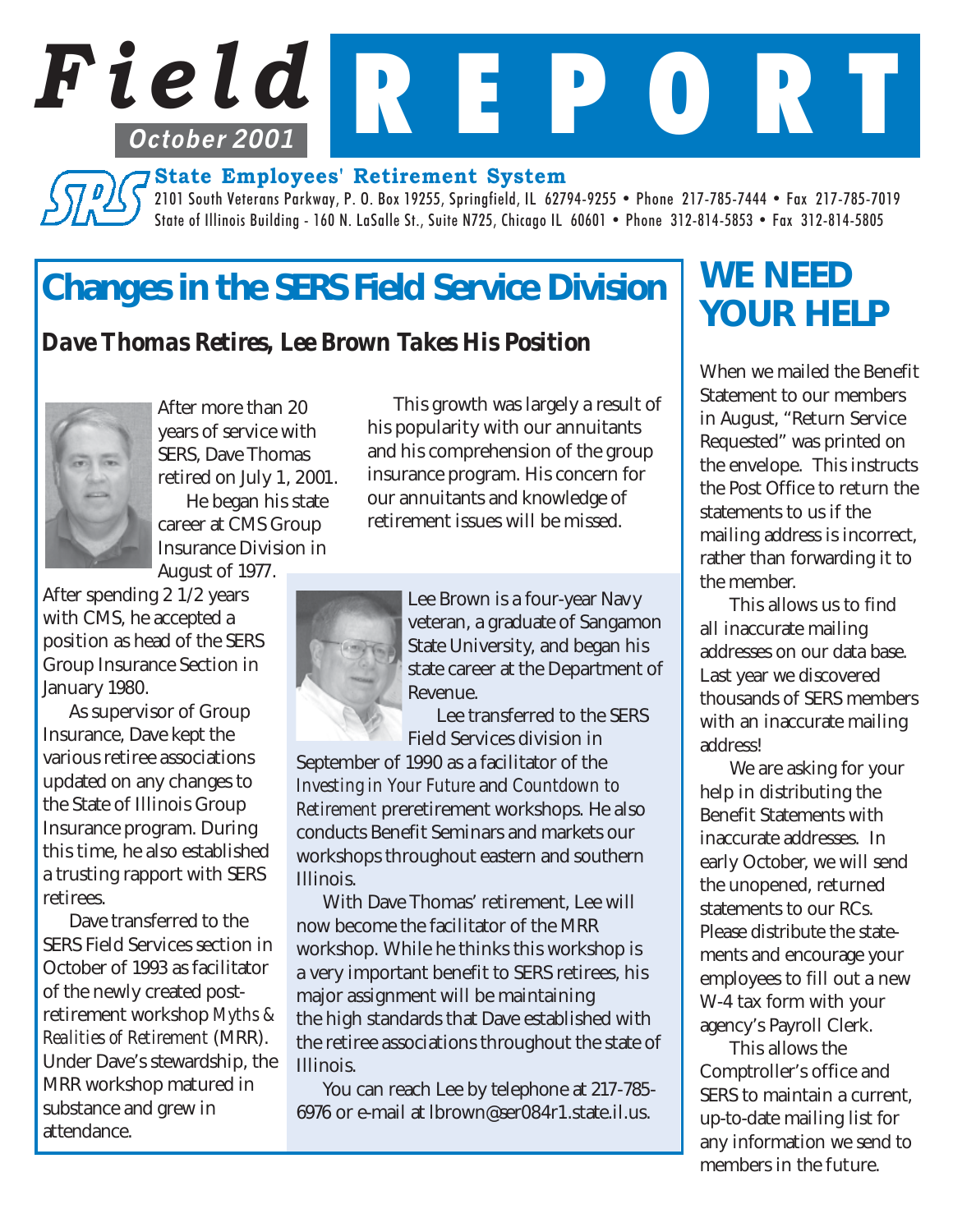# Field REPORT

October 2001

**State Employees' Retirement System**

2101 South Veterans Parkway, P. O. Box 19255, Springfield, IL 62794-9255 • Phone 217-785-7444 • Fax 217-785-7019
State of Illinois Building - 160 N. LaSalle St., Suite N725, Chicago IL 60601 • Phone 312-814-5853 • Fax 312-814-5805

## Changes in the SERS Field Service Division

### Dave Thomas Retires, Lee Brown Takes His Position

After more than 20 years of service with SERS, Dave Thomas retired on July 1, 2001.

He began his state career at CMS Group Insurance Division in August of 1977. After spending 2 1/2 years with CMS, he accepted a position as head of the SERS Group Insurance Section in January 1980.

As supervisor of Group Insurance, Dave kept the various retiree associations updated on any changes to the State of Illinois Group Insurance program. During this time, he also established a trusting rapport with SERS retirees.

Dave transferred to the SERS Field Services section in October of 1993 as facilitator of the newly created post-retirement workshop *Myths & Realities of Retirement* (MRR). Under Dave's stewardship, the MRR workshop matured in substance and grew in attendance.

This growth was largely a result of his popularity with our annuitants and his comprehension of the group insurance program. His concern for our annuitants and knowledge of retirement issues will be missed.

Lee Brown is a four-year Navy veteran, a graduate of Sangamon State University, and began his state career at the Department of Revenue.

Lee transferred to the SERS Field Services division in September of 1990 as a facilitator of the *Investing in Your Future* and *Countdown to Retirement* preretirement workshops. He also conducts Benefit Seminars and markets our workshops throughout eastern and southern Illinois.

With Dave Thomas' retirement, Lee will now become the facilitator of the MRR workshop. While he thinks this workshop is a very important benefit to SERS retirees, his major assignment will be maintaining the high standards that Dave established with the retiree associations throughout the state of Illinois.

You can reach Lee by telephone at 217-785-6976 or e-mail at lbrown@ser084r1.state.il.us.

## WE NEED YOUR HELP

When we mailed the Benefit Statement to our members in August, "Return Service Requested" was printed on the envelope. This instructs the Post Office to return the statements to us if the mailing address is incorrect, rather than forwarding it to the member.

This allows us to find all inaccurate mailing addresses on our data base. Last year we discovered thousands of SERS members with an inaccurate mailing address!

We are asking for your help in distributing the Benefit Statements with inaccurate addresses. In early October, we will send the unopened, returned statements to our RCs. Please distribute the statements and encourage your employees to fill out a new W-4 tax form with your agency's Payroll Clerk.

This allows the Comptroller's office and SERS to maintain a current, up-to-date mailing list for any information we send to members in the future.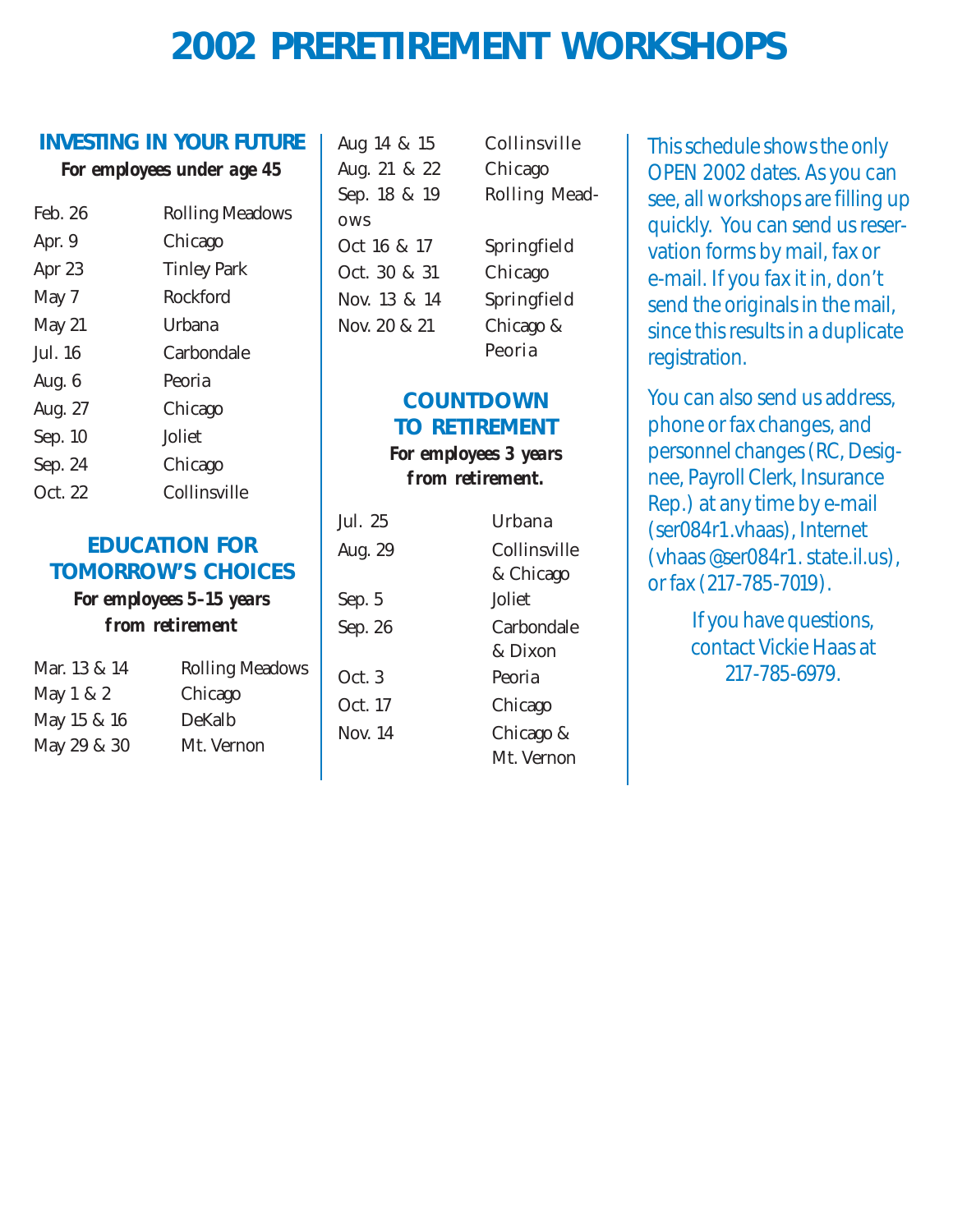# 2002 PRERETIREMENT WORKSHOPS

## INVESTING IN YOUR FUTURE

**For employees under age 45**

| | |
|---|---|
| Feb. 26 | Rolling Meadows |
| Apr. 9 | Chicago |
| Apr 23 | Tinley Park |
| May 7 | Rockford |
| May 21 | Urbana |
| Jul. 16 | Carbondale |
| Aug. 6 | Peoria |
| Aug. 27 | Chicago |
| Sep. 10 | Joliet |
| Sep. 24 | Chicago |
| Oct. 22 | Collinsville |

## EDUCATION FOR TOMORROW'S CHOICES

**For employees 5–15 years from retirement**

| | |
|---|---|
| Mar. 13 & 14 | Rolling Meadows |
| May 1 & 2 | Chicago |
| May 15 & 16 | DeKalb |
| May 29 & 30 | Mt. Vernon |
| Aug 14 & 15 | Collinsville |
| Aug. 21 & 22 | Chicago |
| Sep. 18 & 19 | Rolling Meadows |
| Oct 16 & 17 | Springfield |
| Oct. 30 & 31 | Chicago |
| Nov. 13 & 14 | Springfield |
| Nov. 20 & 21 | Chicago & Peoria |

## COUNTDOWN TO RETIREMENT

**For employees 3 years from retirement.**

| | |
|---|---|
| Jul. 25 | Urbana |
| Aug. 29 | Collinsville & Chicago |
| Sep. 5 | Joliet |
| Sep. 26 | Carbondale & Dixon |
| Oct. 3 | Peoria |
| Oct. 17 | Chicago |
| Nov. 14 | Chicago & Mt. Vernon |

This schedule shows the only OPEN 2002 dates. As you can see, all workshops are filling up quickly. You can send us reservation forms by mail, fax or e-mail. If you fax it in, don't send the originals in the mail, since this results in a duplicate registration.

You can also send us address, phone or fax changes, and personnel changes (RC, Designee, Payroll Clerk, Insurance Rep.) at any time by e-mail (ser084r1.vhaas), Internet (vhaas@ser084r1. state.il.us), or fax (217-785-7019).

If you have questions, contact Vickie Haas at 217-785-6979.